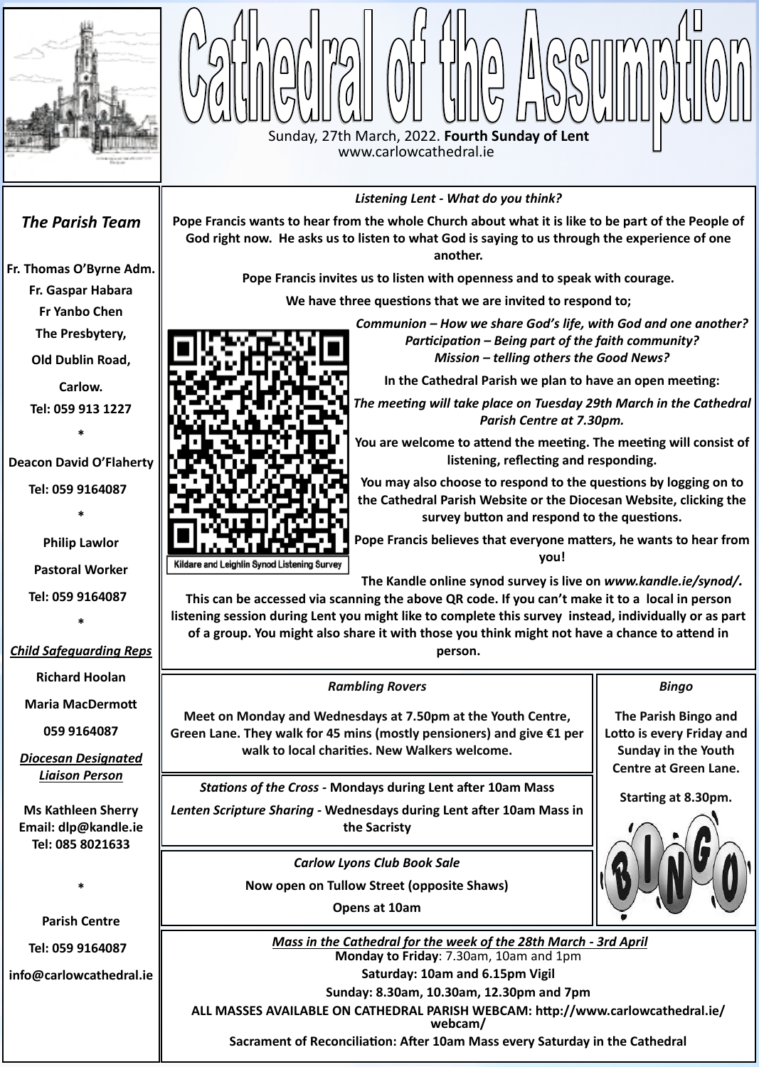# Cathedral of the Assumption

Sunday, 27th March, 2022. **Fourth Sunday of Lent**
www.carlowcathedral.ie

## *The Parish Team*

**Fr. Thomas O'Byrne Adm.**
**Fr. Gaspar Habara**
**Fr Yanbo Chen**
**The Presbytery,**
**Old Dublin Road,**
**Carlow.**
**Tel: 059 913 1227**

*

**Deacon David O'Flaherty**
**Tel: 059 9164087**

*

**Philip Lawlor**
**Pastoral Worker**
**Tel: 059 9164087**

*

***Child Safeguarding Reps***
**Richard Hoolan**
**Maria MacDermott**
**059 9164087**

***Diocesan Designated Liaison Person***
**Ms Kathleen Sherry**
**Email: dlp@kandle.ie**
**Tel: 085 8021633**

*

**Parish Centre**
**Tel: 059 9164087**
**info@carlowcathedral.ie**

### *Listening Lent - What do you think?*

**Pope Francis wants to hear from the whole Church about what it is like to be part of the People of God right now. He asks us to listen to what God is saying to us through the experience of one another.**

**Pope Francis invites us to listen with openness and to speak with courage.**

**We have three questions that we are invited to respond to;**

***Communion – How we share God's life, with God and one another?***
***Participation – Being part of the faith community?***
***Mission – telling others the Good News?***

**In the Cathedral Parish we plan to have an open meeting:**

***The meeting will take place on Tuesday 29th March in the Cathedral Parish Centre at 7.30pm.***

**You are welcome to attend the meeting. The meeting will consist of listening, reflecting and responding.**

**You may also choose to respond to the questions by logging on to the Cathedral Parish Website or the Diocesan Website, clicking the survey button and respond to the questions.**

**Pope Francis believes that everyone matters, he wants to hear from you!**

Kildare and Leighlin Synod Listening Survey

**The Kandle online synod survey is live on *www.kandle.ie/synod/*.**
**This can be accessed via scanning the above QR code. If you can't make it to a local in person listening session during Lent you might like to complete this survey instead, individually or as part of a group. You might also share it with those you think might not have a chance to attend in person.**

### *Rambling Rovers*

**Meet on Monday and Wednesdays at 7.50pm at the Youth Centre, Green Lane. They walk for 45 mins (mostly pensioners) and give €1 per walk to local charities. New Walkers welcome.**

### *Bingo*

**The Parish Bingo and Lotto is every Friday and Sunday in the Youth Centre at Green Lane.**

**Starting at 8.30pm.**

***Stations of the Cross* - Mondays during Lent after 10am Mass**

***Lenten Scripture Sharing* - Wednesdays during Lent after 10am Mass in the Sacristy**

### *Carlow Lyons Club Book Sale*

**Now open on Tullow Street (opposite Shaws)**

**Opens at 10am**

### ***Mass in the Cathedral for the week of the 28th March - 3rd April***

**Monday to Friday**: 7.30am, 10am and 1pm
**Saturday: 10am and 6.15pm Vigil**
**Sunday: 8.30am, 10.30am, 12.30pm and 7pm**
**ALL MASSES AVAILABLE ON CATHEDRAL PARISH WEBCAM: http://www.carlowcathedral.ie/webcam/**
**Sacrament of Reconciliation: After 10am Mass every Saturday in the Cathedral**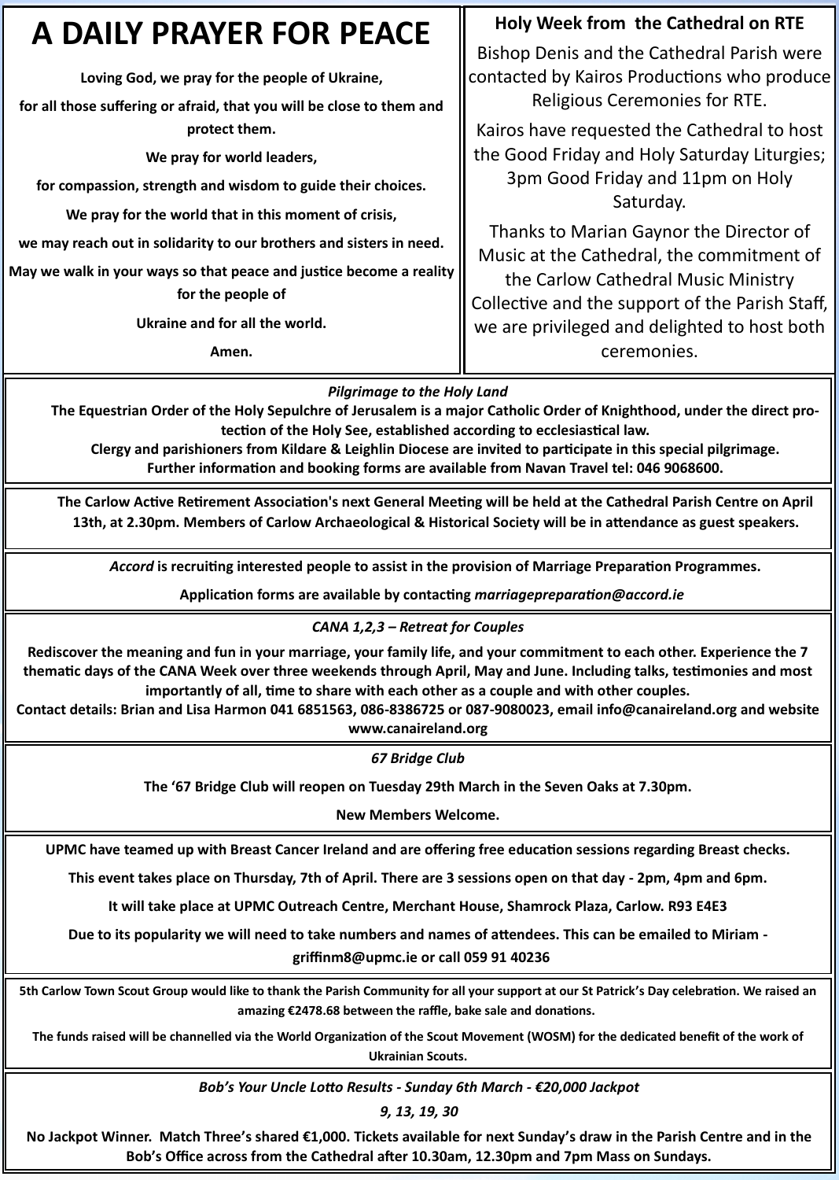# A DAILY PRAYER FOR PEACE

**Loving God, we pray for the people of Ukraine,**

**for all those suffering or afraid, that you will be close to them and protect them.**

**We pray for world leaders,**

**for compassion, strength and wisdom to guide their choices.**

**We pray for the world that in this moment of crisis,**

**we may reach out in solidarity to our brothers and sisters in need.**

**May we walk in your ways so that peace and justice become a reality for the people of**

**Ukraine and for all the world.**

**Amen.**

## Holy Week from the Cathedral on RTE

Bishop Denis and the Cathedral Parish were contacted by Kairos Productions who produce Religious Ceremonies for RTE.

Kairos have requested the Cathedral to host the Good Friday and Holy Saturday Liturgies; 3pm Good Friday and 11pm on Holy Saturday.

Thanks to Marian Gaynor the Director of Music at the Cathedral, the commitment of the Carlow Cathedral Music Ministry Collective and the support of the Parish Staff, we are privileged and delighted to host both ceremonies.

***Pilgrimage to the Holy Land***

**The Equestrian Order of the Holy Sepulchre of Jerusalem is a major Catholic Order of Knighthood, under the direct protection of the Holy See, established according to ecclesiastical law.**
**Clergy and parishioners from Kildare & Leighlin Diocese are invited to participate in this special pilgrimage.**
**Further information and booking forms are available from Navan Travel tel: 046 9068600.**

**The Carlow Active Retirement Association's next General Meeting will be held at the Cathedral Parish Centre on April 13th, at 2.30pm. Members of Carlow Archaeological & Historical Society will be in attendance as guest speakers.**

***Accord* is recruiting interested people to assist in the provision of Marriage Preparation Programmes.**

**Application forms are available by contacting *marriagepreparation@accord.ie***

***CANA 1,2,3 – Retreat for Couples***

**Rediscover the meaning and fun in your marriage, your family life, and your commitment to each other. Experience the 7 thematic days of the CANA Week over three weekends through April, May and June. Including talks, testimonies and most importantly of all, time to share with each other as a couple and with other couples.**
**Contact details: Brian and Lisa Harmon 041 6851563, 086-8386725 or 087-9080023, email info@canaireland.org and website www.canaireland.org**

***67 Bridge Club***

**The '67 Bridge Club will reopen on Tuesday 29th March in the Seven Oaks at 7.30pm.**

**New Members Welcome.**

**UPMC have teamed up with Breast Cancer Ireland and are offering free education sessions regarding Breast checks.**

**This event takes place on Thursday, 7th of April. There are 3 sessions open on that day - 2pm, 4pm and 6pm.**

**It will take place at UPMC Outreach Centre, Merchant House, Shamrock Plaza, Carlow. R93 E4E3**

**Due to its popularity we will need to take numbers and names of attendees. This can be emailed to Miriam - griffinm8@upmc.ie or call 059 91 40236**

**5th Carlow Town Scout Group would like to thank the Parish Community for all your support at our St Patrick's Day celebration. We raised an amazing €2478.68 between the raffle, bake sale and donations.**

**The funds raised will be channelled via the World Organization of the Scout Movement (WOSM) for the dedicated benefit of the work of Ukrainian Scouts.**

***Bob's Your Uncle Lotto Results - Sunday 6th March - €20,000 Jackpot***

***9, 13, 19, 30***

**No Jackpot Winner. Match Three's shared €1,000. Tickets available for next Sunday's draw in the Parish Centre and in the Bob's Office across from the Cathedral after 10.30am, 12.30pm and 7pm Mass on Sundays.**